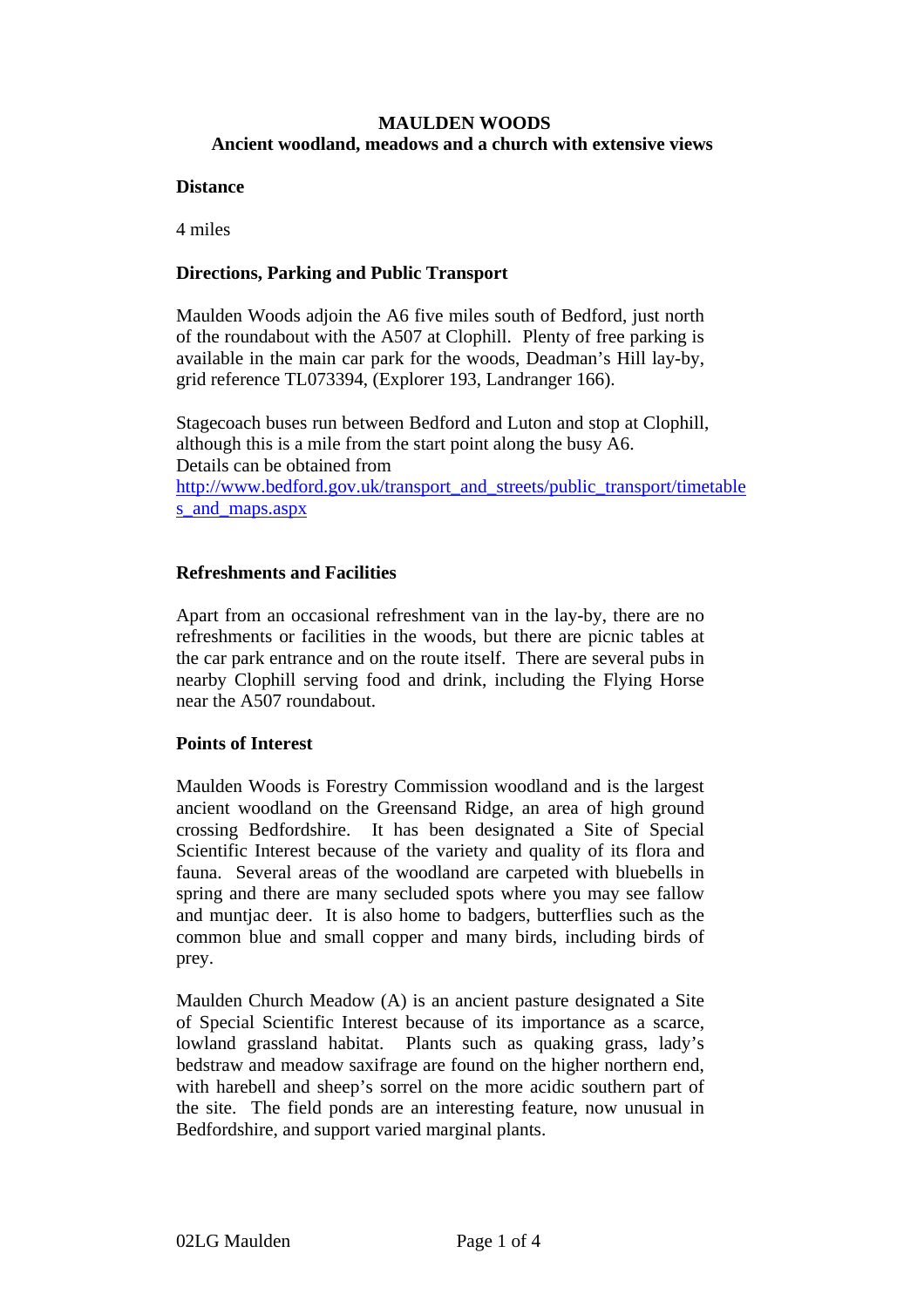# MAULDEN WOODS

## Ancient woodland, meadows and a church with extensive views

### Distance

4 miles

### Directions, Parking and Public Transport

Maulden Woods adjoin the A6 five miles south of Bedford, just north of the roundabout with the A507 at Clophill. Plenty of free parking is available in the main car park for the woods, Deadman's Hill lay-by, grid reference TL073394, (Explorer 193, Landranger 166).

Stagecoach buses run between Bedford and Luton and stop at Clophill, although this is a mile from the start point along the busy A6.
Details can be obtained from
[http://www.bedford.gov.uk/transport_and_streets/public_transport/timetables_and_maps.aspx](http://www.bedford.gov.uk/transport_and_streets/public_transport/timetables_and_maps.aspx)

### Refreshments and Facilities

Apart from an occasional refreshment van in the lay-by, there are no refreshments or facilities in the woods, but there are picnic tables at the car park entrance and on the route itself. There are several pubs in nearby Clophill serving food and drink, including the Flying Horse near the A507 roundabout.

### Points of Interest

Maulden Woods is Forestry Commission woodland and is the largest ancient woodland on the Greensand Ridge, an area of high ground crossing Bedfordshire. It has been designated a Site of Special Scientific Interest because of the variety and quality of its flora and fauna. Several areas of the woodland are carpeted with bluebells in spring and there are many secluded spots where you may see fallow and muntjac deer. It is also home to badgers, butterflies such as the common blue and small copper and many birds, including birds of prey.

Maulden Church Meadow (A) is an ancient pasture designated a Site of Special Scientific Interest because of its importance as a scarce, lowland grassland habitat. Plants such as quaking grass, lady's bedstraw and meadow saxifrage are found on the higher northern end, with harebell and sheep's sorrel on the more acidic southern part of the site. The field ponds are an interesting feature, now unusual in Bedfordshire, and support varied marginal plants.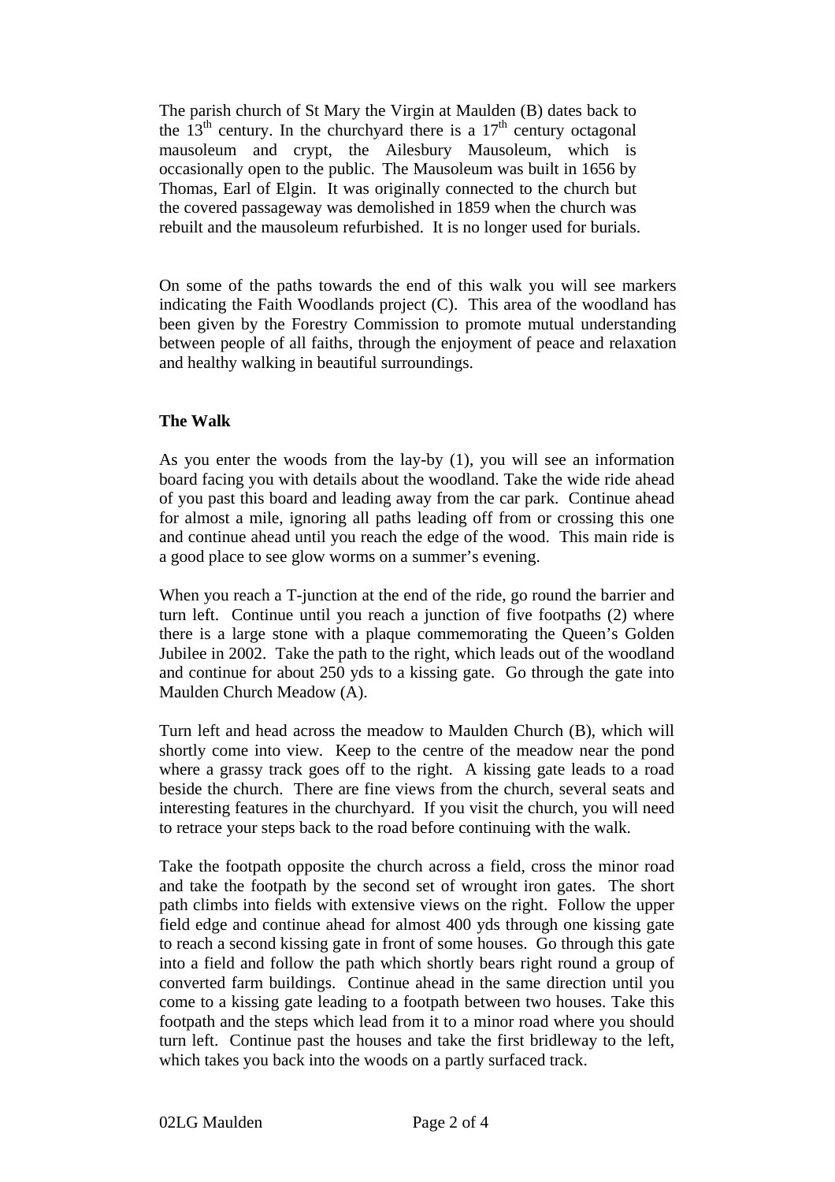The parish church of St Mary the Virgin at Maulden (B) dates back to the 13th century. In the churchyard there is a 17th century octagonal mausoleum and crypt, the Ailesbury Mausoleum, which is occasionally open to the public. The Mausoleum was built in 1656 by Thomas, Earl of Elgin. It was originally connected to the church but the covered passageway was demolished in 1859 when the church was rebuilt and the mausoleum refurbished. It is no longer used for burials.

On some of the paths towards the end of this walk you will see markers indicating the Faith Woodlands project (C). This area of the woodland has been given by the Forestry Commission to promote mutual understanding between people of all faiths, through the enjoyment of peace and relaxation and healthy walking in beautiful surroundings.

**The Walk**

As you enter the woods from the lay-by (1), you will see an information board facing you with details about the woodland. Take the wide ride ahead of you past this board and leading away from the car park. Continue ahead for almost a mile, ignoring all paths leading off from or crossing this one and continue ahead until you reach the edge of the wood. This main ride is a good place to see glow worms on a summer's evening.

When you reach a T-junction at the end of the ride, go round the barrier and turn left. Continue until you reach a junction of five footpaths (2) where there is a large stone with a plaque commemorating the Queen's Golden Jubilee in 2002. Take the path to the right, which leads out of the woodland and continue for about 250 yds to a kissing gate. Go through the gate into Maulden Church Meadow (A).

Turn left and head across the meadow to Maulden Church (B), which will shortly come into view. Keep to the centre of the meadow near the pond where a grassy track goes off to the right. A kissing gate leads to a road beside the church. There are fine views from the church, several seats and interesting features in the churchyard. If you visit the church, you will need to retrace your steps back to the road before continuing with the walk.

Take the footpath opposite the church across a field, cross the minor road and take the footpath by the second set of wrought iron gates. The short path climbs into fields with extensive views on the right. Follow the upper field edge and continue ahead for almost 400 yds through one kissing gate to reach a second kissing gate in front of some houses. Go through this gate into a field and follow the path which shortly bears right round a group of converted farm buildings. Continue ahead in the same direction until you come to a kissing gate leading to a footpath between two houses. Take this footpath and the steps which lead from it to a minor road where you should turn left. Continue past the houses and take the first bridleway to the left, which takes you back into the woods on a partly surfaced track.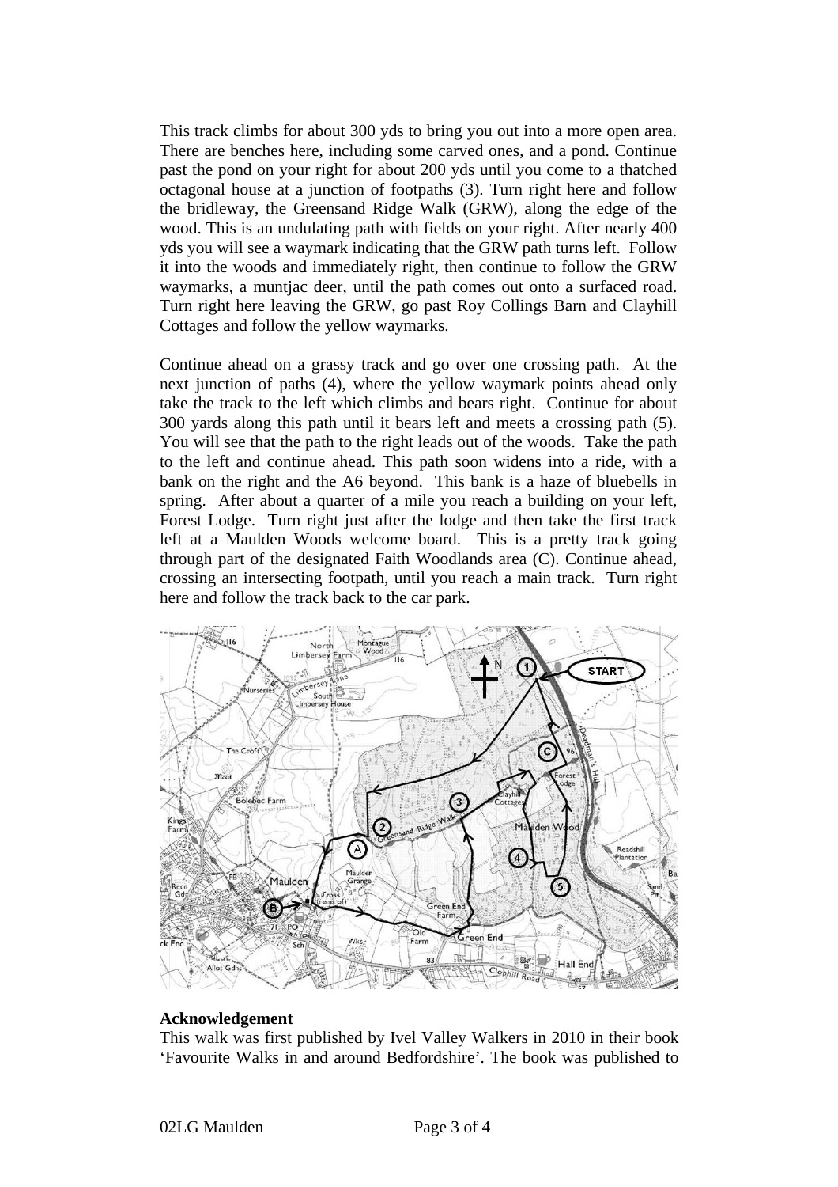This track climbs for about 300 yds to bring you out into a more open area. There are benches here, including some carved ones, and a pond. Continue past the pond on your right for about 200 yds until you come to a thatched octagonal house at a junction of footpaths (3). Turn right here and follow the bridleway, the Greensand Ridge Walk (GRW), along the edge of the wood. This is an undulating path with fields on your right. After nearly 400 yds you will see a waymark indicating that the GRW path turns left. Follow it into the woods and immediately right, then continue to follow the GRW waymarks, a muntjac deer, until the path comes out onto a surfaced road. Turn right here leaving the GRW, go past Roy Collings Barn and Clayhill Cottages and follow the yellow waymarks.

Continue ahead on a grassy track and go over one crossing path. At the next junction of paths (4), where the yellow waymark points ahead only take the track to the left which climbs and bears right. Continue for about 300 yards along this path until it bears left and meets a crossing path (5). You will see that the path to the right leads out of the woods. Take the path to the left and continue ahead. This path soon widens into a ride, with a bank on the right and the A6 beyond. This bank is a haze of bluebells in spring. After about a quarter of a mile you reach a building on your left, Forest Lodge. Turn right just after the lodge and then take the first track left at a Maulden Woods welcome board. This is a pretty track going through part of the designated Faith Woodlands area (C). Continue ahead, crossing an intersecting footpath, until you reach a main track. Turn right here and follow the track back to the car park.

**Acknowledgement**

This walk was first published by Ivel Valley Walkers in 2010 in their book 'Favourite Walks in and around Bedfordshire'. The book was published to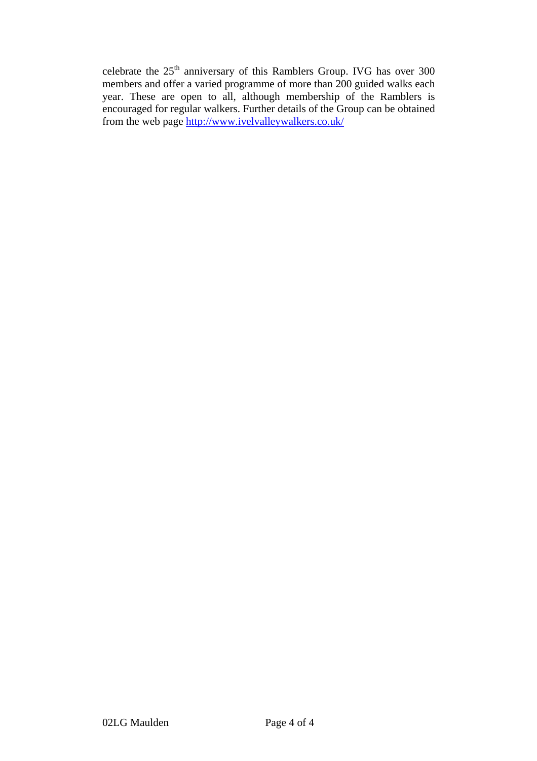celebrate the 25th anniversary of this Ramblers Group. IVG has over 300 members and offer a varied programme of more than 200 guided walks each year. These are open to all, although membership of the Ramblers is encouraged for regular walkers. Further details of the Group can be obtained from the web page http://www.ivelvalleywalkers.co.uk/